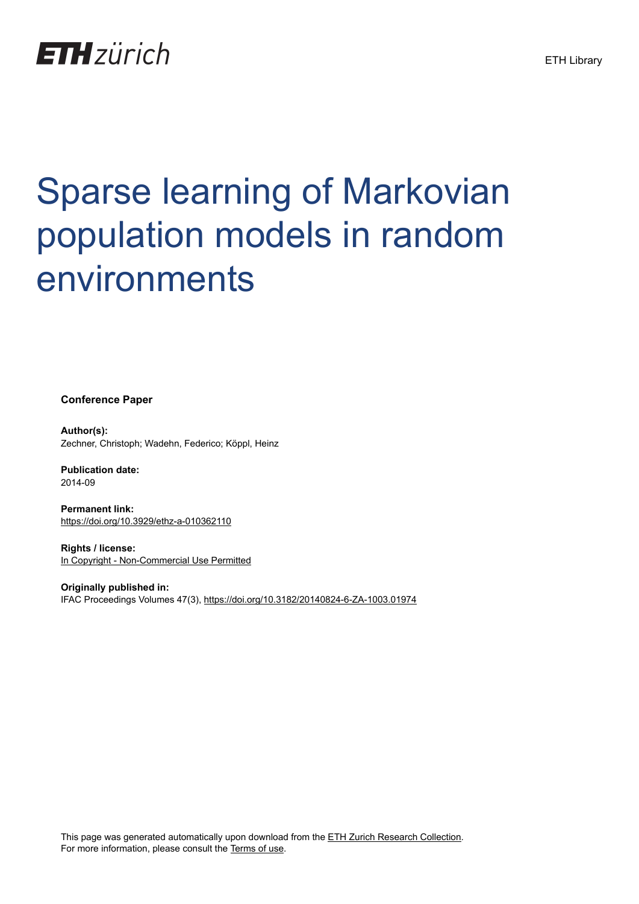ETH zürich

ETH Library

# Sparse learning of Markovian population models in random environments

**Conference Paper**

**Author(s):**
Zechner, Christoph; Wadehn, Federico; Köppl, Heinz

**Publication date:**
2014-09

**Permanent link:**
https://doi.org/10.3929/ethz-a-010362110

**Rights / license:**
In Copyright - Non-Commercial Use Permitted

**Originally published in:**
IFAC Proceedings Volumes 47(3), https://doi.org/10.3182/20140824-6-ZA-1003.01974

This page was generated automatically upon download from the ETH Zurich Research Collection.
For more information, please consult the Terms of use.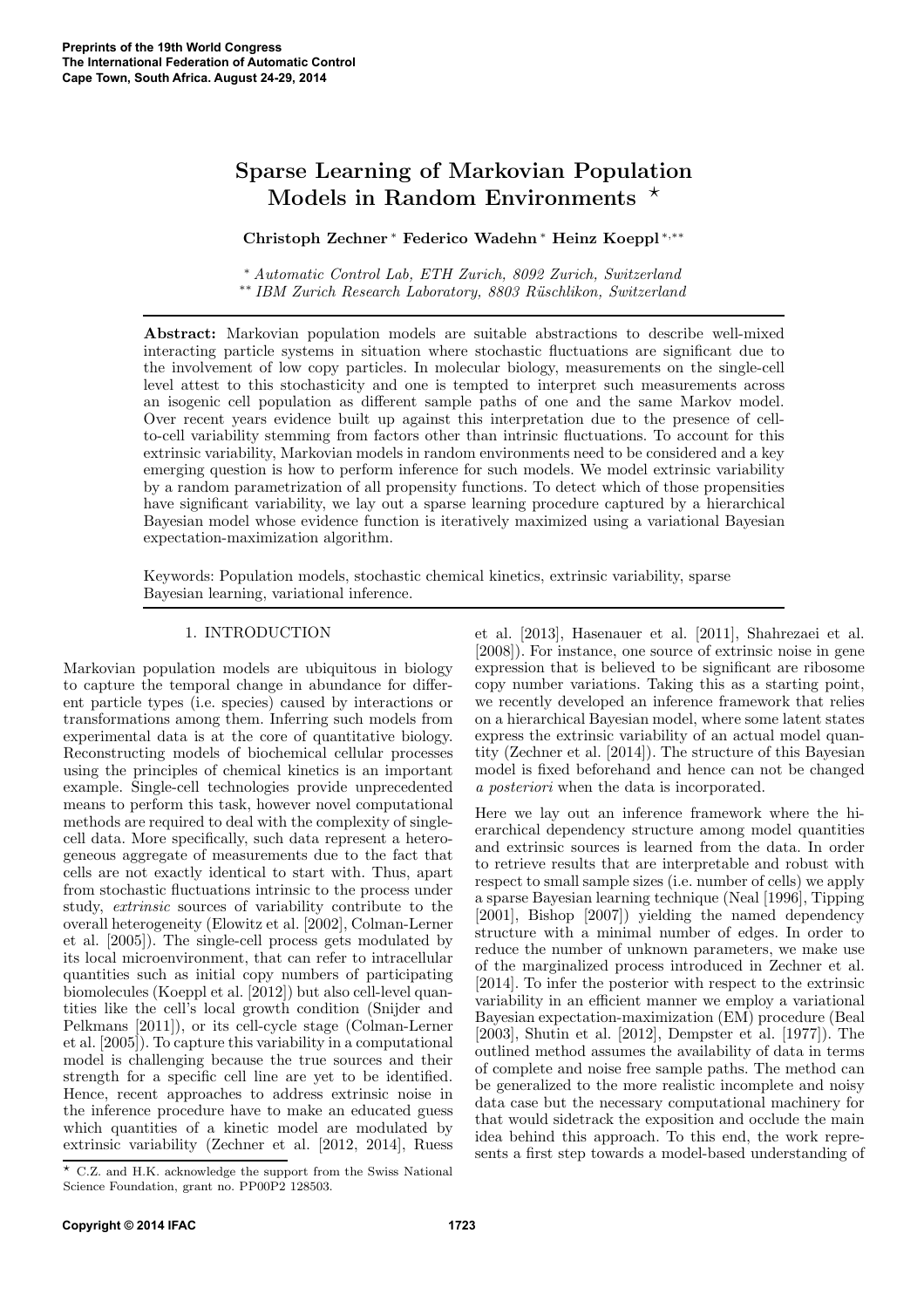# Sparse Learning of Markovian Population Models in Random Environments *

**Christoph Zechner * Federico Wadehn * Heinz Koeppl *,****

\* *Automatic Control Lab, ETH Zurich, 8092 Zurich, Switzerland*
\*\* *IBM Zurich Research Laboratory, 8803 Rüschlikon, Switzerland*

**Abstract:** Markovian population models are suitable abstractions to describe well-mixed interacting particle systems in situation where stochastic fluctuations are significant due to the involvement of low copy particles. In molecular biology, measurements on the single-cell level attest to this stochasticity and one is tempted to interpret such measurements across an isogenic cell population as different sample paths of one and the same Markov model. Over recent years evidence built up against this interpretation due to the presence of cell-to-cell variability stemming from factors other than intrinsic fluctuations. To account for this extrinsic variability, Markovian models in random environments need to be considered and a key emerging question is how to perform inference for such models. We model extrinsic variability by a random parametrization of all propensity functions. To detect which of those propensities have significant variability, we lay out a sparse learning procedure captured by a hierarchical Bayesian model whose evidence function is iteratively maximized using a variational Bayesian expectation-maximization algorithm.

Keywords: Population models, stochastic chemical kinetics, extrinsic variability, sparse Bayesian learning, variational inference.

## 1. INTRODUCTION

Markovian population models are ubiquitous in biology to capture the temporal change in abundance for different particle types (i.e. species) caused by interactions or transformations among them. Inferring such models from experimental data is at the core of quantitative biology. Reconstructing models of biochemical cellular processes using the principles of chemical kinetics is an important example. Single-cell technologies provide unprecedented means to perform this task, however novel computational methods are required to deal with the complexity of single-cell data. More specifically, such data represent a heterogeneous aggregate of measurements due to the fact that cells are not exactly identical to start with. Thus, apart from stochastic fluctuations intrinsic to the process under study, *extrinsic* sources of variability contribute to the overall heterogeneity (Elowitz et al. [2002], Colman-Lerner et al. [2005]). The single-cell process gets modulated by its local microenvironment, that can refer to intracellular quantities such as initial copy numbers of participating biomolecules (Koeppl et al. [2012]) but also cell-level quantities like the cell's local growth condition (Snijder and Pelkmans [2011]), or its cell-cycle stage (Colman-Lerner et al. [2005]). To capture this variability in a computational model is challenging because the true sources and their strength for a specific cell line are yet to be identified. Hence, recent approaches to address extrinsic noise in the inference procedure have to make an educated guess which quantities of a kinetic model are modulated by extrinsic variability (Zechner et al. [2012, 2014], Ruess et al. [2013], Hasenauer et al. [2011], Shahrezaei et al. [2008]). For instance, one source of extrinsic noise in gene expression that is believed to be significant are ribosome copy number variations. Taking this as a starting point, we recently developed an inference framework that relies on a hierarchical Bayesian model, where some latent states express the extrinsic variability of an actual model quantity (Zechner et al. [2014]). The structure of this Bayesian model is fixed beforehand and hence can not be changed *a posteriori* when the data is incorporated.

Here we lay out an inference framework where the hierarchical dependency structure among model quantities and extrinsic sources is learned from the data. In order to retrieve results that are interpretable and robust with respect to small sample sizes (i.e. number of cells) we apply a sparse Bayesian learning technique (Neal [1996], Tipping [2001], Bishop [2007]) yielding the named dependency structure with a minimal number of edges. In order to reduce the number of unknown parameters, we make use of the marginalized process introduced in Zechner et al. [2014]. To infer the posterior with respect to the extrinsic variability in an efficient manner we employ a variational Bayesian expectation-maximization (EM) procedure (Beal [2003], Shutin et al. [2012], Dempster et al. [1977]). The outlined method assumes the availability of data in terms of complete and noise free sample paths. The method can be generalized to the more realistic incomplete and noisy data case but the necessary computational machinery for that would sidetrack the exposition and occlude the main idea behind this approach. To this end, the work represents a first step towards a model-based understanding of

\* C.Z. and H.K. acknowledge the support from the Swiss National Science Foundation, grant no. PP00P2 128503.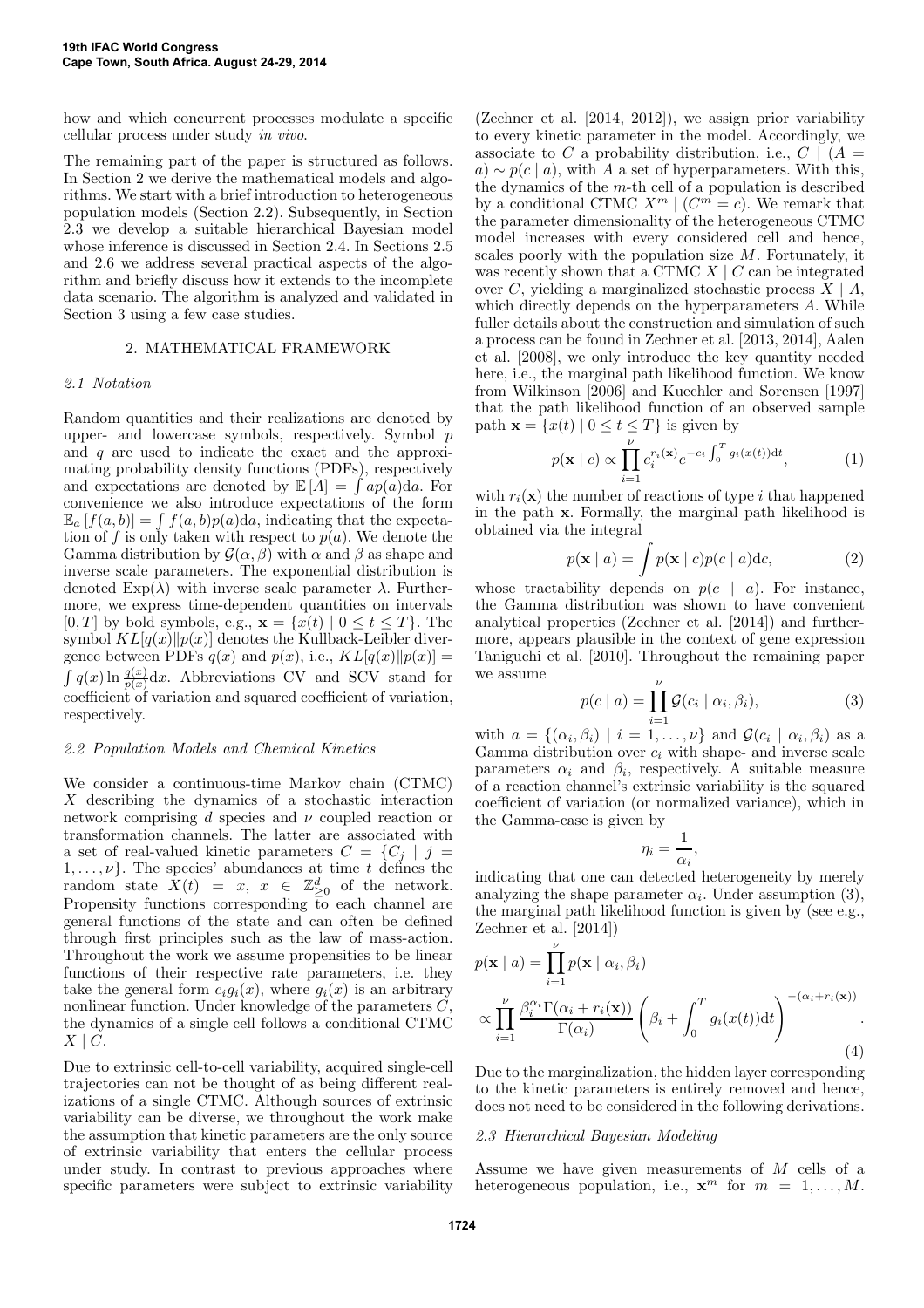how and which concurrent processes modulate a specific cellular process under study *in vivo*.

The remaining part of the paper is structured as follows. In Section 2 we derive the mathematical models and algorithms. We start with a brief introduction to heterogeneous population models (Section 2.2). Subsequently, in Section 2.3 we develop a suitable hierarchical Bayesian model whose inference is discussed in Section 2.4. In Sections 2.5 and 2.6 we address several practical aspects of the algorithm and briefly discuss how it extends to the incomplete data scenario. The algorithm is analyzed and validated in Section 3 using a few case studies.

## 2. MATHEMATICAL FRAMEWORK

### 2.1 Notation

Random quantities and their realizations are denoted by upper- and lowercase symbols, respectively. Symbol $p$ and $q$ are used to indicate the exact and the approximating probability density functions (PDFs), respectively and expectations are denoted by $\mathbb{E}[A] = \int ap(a)\mathrm{d}a$. For convenience we also introduce expectations of the form $\mathbb{E}_a[f(a,b)] = \int f(a,b)p(a)\mathrm{d}a$, indicating that the expectation of $f$ is only taken with respect to $p(a)$. We denote the Gamma distribution by $\mathcal{G}(\alpha, \beta)$ with $\alpha$ and $\beta$ as shape and inverse scale parameters. The exponential distribution is denoted $\mathrm{Exp}(\lambda)$ with inverse scale parameter $\lambda$. Furthermore, we express time-dependent quantities on intervals $[0,T]$ by bold symbols, e.g., $\mathbf{x} = \{x(t) \mid 0 \le t \le T\}$. The symbol $KL[q(x)\|p(x)]$ denotes the Kullback-Leibler divergence between PDFs $q(x)$ and $p(x)$, i.e., $KL[q(x)\|p(x)] = \int q(x) \ln \frac{q(x)}{p(x)}\mathrm{d}x$. Abbreviations CV and SCV stand for coefficient of variation and squared coefficient of variation, respectively.

### 2.2 Population Models and Chemical Kinetics

We consider a continuous-time Markov chain (CTMC) $X$ describing the dynamics of a stochastic interaction network comprising $d$ species and $\nu$ coupled reaction or transformation channels. The latter are associated with a set of real-valued kinetic parameters $C = \{C_j \mid j = 1, \ldots, \nu\}$. The species' abundances at time $t$ defines the random state $X(t) = x$, $x \in \mathbb{Z}^d_{\ge 0}$ of the network. Propensity functions corresponding to each channel are general functions of the state and can often be defined through first principles such as the law of mass-action. Throughout the work we assume propensities to be linear functions of their respective rate parameters, i.e. they take the general form $c_i g_i(x)$, where $g_i(x)$ is an arbitrary nonlinear function. Under knowledge of the parameters $C$, the dynamics of a single cell follows a conditional CTMC $X \mid C$.

Due to extrinsic cell-to-cell variability, acquired single-cell trajectories can not be thought of as being different realizations of a single CTMC. Although sources of extrinsic variability can be diverse, we throughout the work make the assumption that kinetic parameters are the only source of extrinsic variability that enters the cellular process under study. In contrast to previous approaches where specific parameters were subject to extrinsic variability (Zechner et al. [2014, 2012]), we assign prior variability to every kinetic parameter in the model. Accordingly, we associate to $C$ a probability distribution, i.e., $C \mid (A = a) \sim p(c \mid a)$, with $A$ a set of hyperparameters. With this, the dynamics of the $m$-th cell of a population is described by a conditional CTMC $X^m \mid (C^m = c)$. We remark that the parameter dimensionality of the heterogeneous CTMC model increases with every considered cell and hence, scales poorly with the population size $M$. Fortunately, it was recently shown that a CTMC $X \mid C$ can be integrated over $C$, yielding a marginalized stochastic process $X \mid A$, which directly depends on the hyperparameters $A$. While fuller details about the construction and simulation of such a process can be found in Zechner et al. [2013, 2014], Aalen et al. [2008], we only introduce the key quantity needed here, i.e., the marginal path likelihood function. We know from Wilkinson [2006] and Kuechler and Sorensen [1997] that the path likelihood function of an observed sample path $\mathbf{x} = \{x(t) \mid 0 \le t \le T\}$ is given by

$$p(\mathbf{x} \mid c) \propto \prod_{i=1}^{\nu} c_i^{r_i(\mathbf{x})} e^{-c_i \int_0^T g_i(x(t))\mathrm{d}t}, \tag{1}$$

with $r_i(\mathbf{x})$ the number of reactions of type $i$ that happened in the path $\mathbf{x}$. Formally, the marginal path likelihood is obtained via the integral

$$p(\mathbf{x} \mid a) = \int p(\mathbf{x} \mid c) p(c \mid a)\mathrm{d}c, \tag{2}$$

whose tractability depends on $p(c \mid a)$. For instance, the Gamma distribution was shown to have convenient analytical properties (Zechner et al. [2014]) and furthermore, appears plausible in the context of gene expression Taniguchi et al. [2010]. Throughout the remaining paper we assume

$$p(c \mid a) = \prod_{i=1}^{\nu} \mathcal{G}(c_i \mid \alpha_i, \beta_i), \tag{3}$$

with $a = \{(\alpha_i, \beta_i) \mid i = 1, \ldots, \nu\}$ and $\mathcal{G}(c_i \mid \alpha_i, \beta_i)$ as a Gamma distribution over $c_i$ with shape- and inverse scale parameters $\alpha_i$ and $\beta_i$, respectively. A suitable measure of a reaction channel's extrinsic variability is the squared coefficient of variation (or normalized variance), which in the Gamma-case is given by

$$\eta_i = \frac{1}{\alpha_i},$$

indicating that one can detected heterogeneity by merely analyzing the shape parameter $\alpha_i$. Under assumption (3), the marginal path likelihood function is given by (see e.g., Zechner et al. [2014])

$$p(\mathbf{x} \mid a) = \prod_{i=1}^{\nu} p(\mathbf{x} \mid \alpha_i, \beta_i)$$
$$\propto \prod_{i=1}^{\nu} \frac{\beta_i^{\alpha_i} \Gamma(\alpha_i + r_i(\mathbf{x}))}{\Gamma(\alpha_i)} \left( \beta_i + \int_0^T g_i(x(t))\mathrm{d}t \right)^{-(\alpha_i + r_i(\mathbf{x}))}. \tag{4}$$

Due to the marginalization, the hidden layer corresponding to the kinetic parameters is entirely removed and hence, does not need to be considered in the following derivations.

### 2.3 Hierarchical Bayesian Modeling

Assume we have given measurements of $M$ cells of a heterogeneous population, i.e., $\mathbf{x}^m$ for $m = 1, \ldots, M$.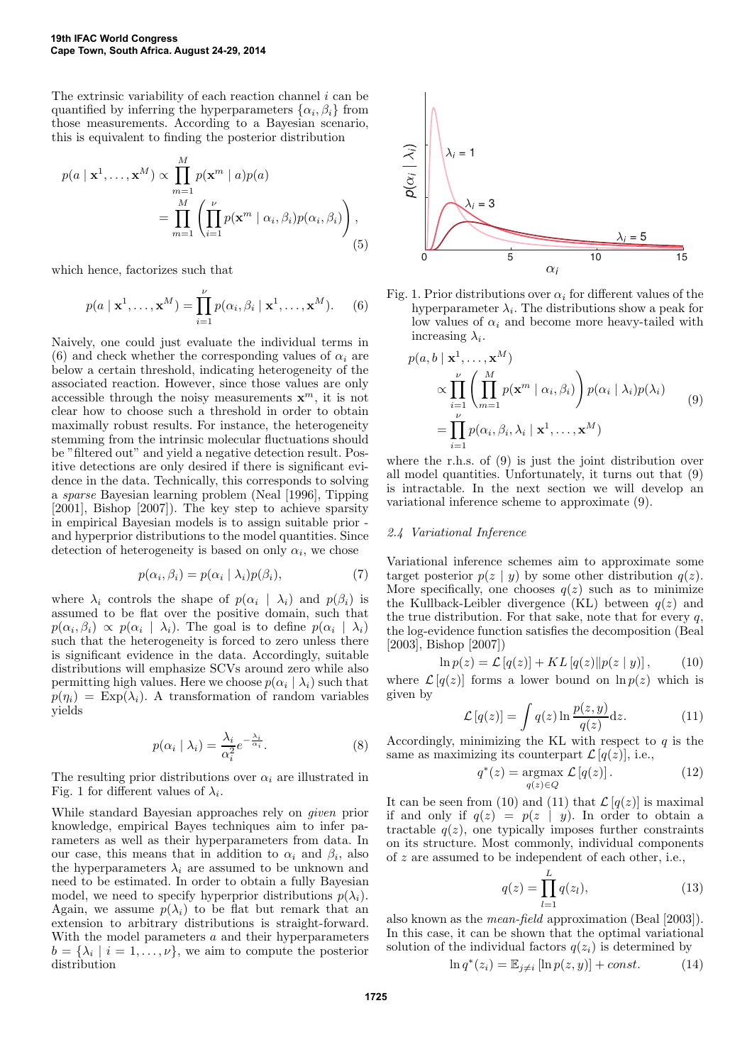The extrinsic variability of each reaction channel $i$ can be quantified by inferring the hyperparameters $\{\alpha_i, \beta_i\}$ from those measurements. According to a Bayesian scenario, this is equivalent to finding the posterior distribution

$$
\begin{aligned}
p(a \mid \mathbf{x}^1, \ldots, \mathbf{x}^M) &\propto \prod_{m=1}^{M} p(\mathbf{x}^m \mid a) p(a) \\
&= \prod_{m=1}^{M} \left( \prod_{i=1}^{\nu} p(\mathbf{x}^m \mid \alpha_i, \beta_i) p(\alpha_i, \beta_i) \right),
\end{aligned} \tag{5}
$$

which hence, factorizes such that

$$
p(a \mid \mathbf{x}^1, \ldots, \mathbf{x}^M) = \prod_{i=1}^{\nu} p(\alpha_i, \beta_i \mid \mathbf{x}^1, \ldots, \mathbf{x}^M). \tag{6}
$$

Naively, one could just evaluate the individual terms in (6) and check whether the corresponding values of $\alpha_i$ are below a certain threshold, indicating heterogeneity of the associated reaction. However, since those values are only accessible through the noisy measurements $\mathbf{x}^m$, it is not clear how to choose such a threshold in order to obtain maximally robust results. For instance, the heterogeneity stemming from the intrinsic molecular fluctuations should be "filtered out" and yield a negative detection result. Positive detections are only desired if there is significant evidence in the data. Technically, this corresponds to solving a *sparse* Bayesian learning problem (Neal [1996], Tipping [2001], Bishop [2007]). The key step to achieve sparsity in empirical Bayesian models is to assign suitable prior - and hyperprior distributions to the model quantities. Since detection of heterogeneity is based on only $\alpha_i$, we chose

$$
p(\alpha_i, \beta_i) = p(\alpha_i \mid \lambda_i) p(\beta_i), \tag{7}
$$

where $\lambda_i$ controls the shape of $p(\alpha_i \mid \lambda_i)$ and $p(\beta_i)$ is assumed to be flat over the positive domain, such that $p(\alpha_i, \beta_i) \propto p(\alpha_i \mid \lambda_i)$. The goal is to define $p(\alpha_i \mid \lambda_i)$ such that the heterogeneity is forced to zero unless there is significant evidence in the data. Accordingly, suitable distributions will emphasize SCVs around zero while also permitting high values. Here we choose $p(\alpha_i \mid \lambda_i)$ such that $p(\eta_i) = \text{Exp}(\lambda_i)$. A transformation of random variables yields

$$
p(\alpha_i \mid \lambda_i) = \frac{\lambda_i}{\alpha_i^2} e^{-\frac{\lambda_i}{\alpha_i}}. \tag{8}
$$

The resulting prior distributions over $\alpha_i$ are illustrated in Fig. 1 for different values of $\lambda_i$.

While standard Bayesian approaches rely on *given* prior knowledge, empirical Bayes techniques aim to infer parameters as well as their hyperparameters from data. In our case, this means that in addition to $\alpha_i$ and $\beta_i$, also the hyperparameters $\lambda_i$ are assumed to be unknown and need to be estimated. In order to obtain a fully Bayesian model, we need to specify hyperprior distributions $p(\lambda_i)$. Again, we assume $p(\lambda_i)$ to be flat but remark that an extension to arbitrary distributions is straight-forward. With the model parameters $a$ and their hyperparameters $b = \{\lambda_i \mid i = 1, \ldots, \nu\}$, we aim to compute the posterior distribution

Fig. 1. Prior distributions over $\alpha_i$ for different values of the hyperparameter $\lambda_i$. The distributions show a peak for low values of $\alpha_i$ and become more heavy-tailed with increasing $\lambda_i$.

$$
\begin{aligned}
p(a, b \mid \mathbf{x}^1, \ldots, \mathbf{x}^M) \\
&\propto \prod_{i=1}^{\nu} \left( \prod_{m=1}^{M} p(\mathbf{x}^m \mid \alpha_i, \beta_i) \right) p(\alpha_i \mid \lambda_i) p(\lambda_i) \\
&= \prod_{i=1}^{\nu} p(\alpha_i, \beta_i, \lambda_i \mid \mathbf{x}^1, \ldots, \mathbf{x}^M)
\end{aligned} \tag{9}
$$

where the r.h.s. of (9) is just the joint distribution over all model quantities. Unfortunately, it turns out that (9) is intractable. In the next section we will develop an variational inference scheme to approximate (9).

### 2.4 Variational Inference

Variational inference schemes aim to approximate some target posterior $p(z \mid y)$ by some other distribution $q(z)$. More specifically, one chooses $q(z)$ such as to minimize the Kullback-Leibler divergence (KL) between $q(z)$ and the true distribution. For that sake, note that for every $q$, the log-evidence function satisfies the decomposition (Beal [2003], Bishop [2007])

$$
\ln p(z) = \mathcal{L}[q(z)] + KL[q(z) \| p(z \mid y)], \tag{10}
$$

where $\mathcal{L}[q(z)]$ forms a lower bound on $\ln p(z)$ which is given by

$$
\mathcal{L}[q(z)] = \int q(z) \ln \frac{p(z, y)}{q(z)} \mathrm{d}z. \tag{11}
$$

Accordingly, minimizing the KL with respect to $q$ is the same as maximizing its counterpart $\mathcal{L}[q(z)]$, i.e.,

$$
q^*(z) = \underset{q(z) \in Q}{\operatorname{argmax}} \, \mathcal{L}[q(z)]. \tag{12}
$$

It can be seen from (10) and (11) that $\mathcal{L}[q(z)]$ is maximal if and only if $q(z) = p(z \mid y)$. In order to obtain a tractable $q(z)$, one typically imposes further constraints on its structure. Most commonly, individual components of $z$ are assumed to be independent of each other, i.e.,

$$
q(z) = \prod_{l=1}^{L} q(z_l), \tag{13}
$$

also known as the *mean-field* approximation (Beal [2003]). In this case, it can be shown that the optimal variational solution of the individual factors $q(z_i)$ is determined by

$$
\ln q^*(z_i) = \mathbb{E}_{j \neq i}[\ln p(z, y)] + const. \tag{14}
$$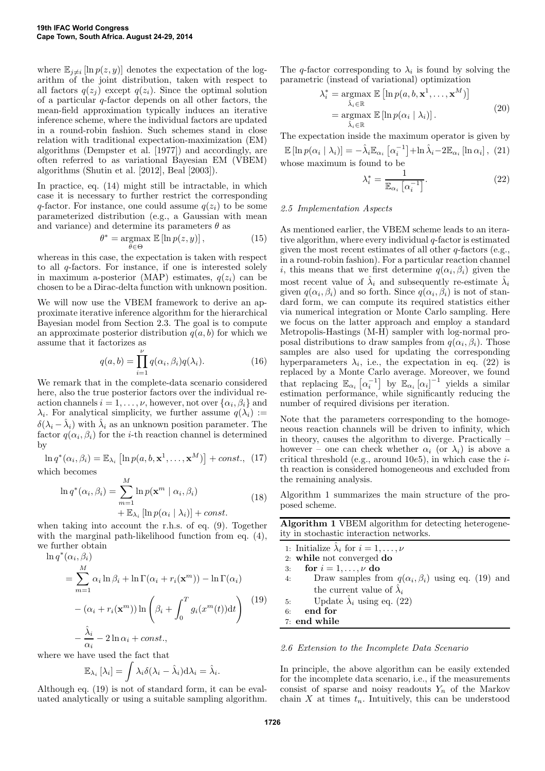where $\mathbb{E}_{j \neq i}[\ln p(z, y)]$ denotes the expectation of the logarithm of the joint distribution, taken with respect to all factors $q(z_j)$ except $q(z_i)$. Since the optimal solution of a particular $q$-factor depends on all other factors, the mean-field approximation typically induces an iterative inference scheme, where the individual factors are updated in a round-robin fashion. Such schemes stand in close relation with traditional expectation-maximization (EM) algorithms (Dempster et al. [1977]) and accordingly, are often referred to as variational Bayesian EM (VBEM) algorithms (Shutin et al. [2012], Beal [2003]).

In practice, eq. (14) might still be intractable, in which case it is necessary to further restrict the corresponding $q$-factor. For instance, one could assume $q(z_i)$ to be some parameterized distribution (e.g., a Gaussian with mean and variance) and determine its parameters $\theta$ as

$$\theta^* = \underset{\theta \in \Theta}{\operatorname{argmax}} \, \mathbb{E}[\ln p(z, y)], \tag{15}$$

whereas in this case, the expectation is taken with respect to all $q$-factors. For instance, if one is interested solely in maximum a-posterior (MAP) estimates, $q(z_i)$ can be chosen to be a Dirac-delta function with unknown position.

We will now use the VBEM framework to derive an approximate iterative inference algorithm for the hierarchical Bayesian model from Section 2.3. The goal is to compute an approximate posterior distribution $q(a, b)$ for which we assume that it factorizes as

$$q(a, b) = \prod_{i=1}^{\nu} q(\alpha_i, \beta_i) q(\lambda_i). \tag{16}$$

We remark that in the complete-data scenario considered here, also the true posterior factors over the individual reaction channels $i = 1, \ldots, \nu$, however, not over $\{\alpha_i, \beta_i\}$ and $\lambda_i$. For analytical simplicity, we further assume $q(\lambda_i) := \delta(\lambda_i - \hat{\lambda}_i)$ with $\hat{\lambda}_i$ as an unknown position parameter. The factor $q(\alpha_i, \beta_i)$ for the $i$-th reaction channel is determined by

$$\ln q^*(\alpha_i, \beta_i) = \mathbb{E}_{\lambda_i}\left[\ln p(a, b, \mathbf{x}^1, \ldots, \mathbf{x}^M)\right] + const., \tag{17}$$

which becomes

$$\begin{aligned} \ln q^*(\alpha_i, \beta_i) = &\sum_{m=1}^{M} \ln p(\mathbf{x}^m \mid \alpha_i, \beta_i) \\ &+ \mathbb{E}_{\lambda_i}[\ln p(\alpha_i \mid \lambda_i)] + const. \end{aligned} \tag{18}$$

when taking into account the r.h.s. of eq. (9). Together with the marginal path-likelihood function from eq. (4), we further obtain

$$\begin{aligned} &\ln q^*(\alpha_i, \beta_i) \\ &= \sum_{m=1}^{M} \alpha_i \ln \beta_i + \ln \Gamma(\alpha_i + r_i(\mathbf{x}^m)) - \ln \Gamma(\alpha_i) \\ &\quad - (\alpha_i + r_i(\mathbf{x}^m)) \ln \left( \beta_i + \int_0^T g_i(x^m(t)) \mathrm{d}t \right) \\ &\quad - \frac{\hat{\lambda}_i}{\alpha_i} - 2 \ln \alpha_i + const., \end{aligned} \tag{19}$$

where we have used the fact that

$$\mathbb{E}_{\lambda_i}[\lambda_i] = \int \lambda_i \delta(\lambda_i - \hat{\lambda}_i) \mathrm{d}\lambda_i = \hat{\lambda}_i.$$

Although eq. (19) is not of standard form, it can be evaluated analytically or using a suitable sampling algorithm.

The $q$-factor corresponding to $\lambda_i$ is found by solving the parametric (instead of variational) optimization

$$\begin{aligned} \lambda_i^* &= \underset{\hat{\lambda}_i \in \mathbb{R}}{\operatorname{argmax}} \, \mathbb{E}\left[\ln p(a, b, \mathbf{x}^1, \ldots, \mathbf{x}^M)\right] \\ &= \underset{\hat{\lambda}_i \in \mathbb{R}}{\operatorname{argmax}} \, \mathbb{E}[\ln p(\alpha_i \mid \lambda_i)]. \end{aligned} \tag{20}$$

The expectation inside the maximum operator is given by

$$\mathbb{E}[\ln p(\alpha_i \mid \lambda_i)] = -\hat{\lambda}_i \mathbb{E}_{\alpha_i}\left[\alpha_i^{-1}\right] + \ln \hat{\lambda}_i - 2\mathbb{E}_{\alpha_i}[\ln \alpha_i], \tag{21}$$

whose maximum is found to be

$$\lambda_i^* = \frac{1}{\mathbb{E}_{\alpha_i}\left[\alpha_i^{-1}\right]}. \tag{22}$$

### 2.5 Implementation Aspects

As mentioned earlier, the VBEM scheme leads to an iterative algorithm, where every individual $q$-factor is estimated given the most recent estimates of all other $q$-factors (e.g., in a round-robin fashion). For a particular reaction channel $i$, this means that we first determine $q(\alpha_i, \beta_i)$ given the most recent value of $\hat{\lambda}_i$ and subsequently re-estimate $\hat{\lambda}_i$ given $q(\alpha_i, \beta_i)$ and so forth. Since $q(\alpha_i, \beta_i)$ is not of standard form, we can compute its required statistics either via numerical integration or Monte Carlo sampling. Here we focus on the latter approach and employ a standard Metropolis-Hastings (M-H) sampler with log-normal proposal distributions to draw samples from $q(\alpha_i, \beta_i)$. Those samples are also used for updating the corresponding hyperparameters $\lambda_i$, i.e., the expectation in eq. (22) is replaced by a Monte Carlo average. Moreover, we found that replacing $\mathbb{E}_{\alpha_i}\left[\alpha_i^{-1}\right]$ by $\mathbb{E}_{\alpha_i}[\alpha_i]^{-1}$ yields a similar estimation performance, while significantly reducing the number of required divisions per iteration.

Note that the parameters corresponding to the homogeneous reaction channels will be driven to infinity, which in theory, causes the algorithm to diverge. Practically – however – one can check whether $\alpha_i$ (or $\lambda_i$) is above a critical threshold (e.g., around $10e5$), in which case the $i$-th reaction is considered homogeneous and excluded from the remaining analysis.

Algorithm 1 summarizes the main structure of the proposed scheme.

**Algorithm 1** VBEM algorithm for detecting heterogeneity in stochastic interaction networks.

```
1: Initialize λ̂_i for i = 1, ..., ν
2: while not converged do
3:     for i = 1, ..., ν do
4:         Draw samples from q(α_i, β_i) using eq. (19) and
           the current value of λ̂_i
5:         Update λ̂_i using eq. (22)
6:     end for
7: end while
```

### 2.6 Extension to the Incomplete Data Scenario

In principle, the above algorithm can be easily extended for the incomplete data scenario, i.e., if the measurements consist of sparse and noisy readouts $Y_n$ of the Markov chain $X$ at times $t_n$. Intuitively, this can be understood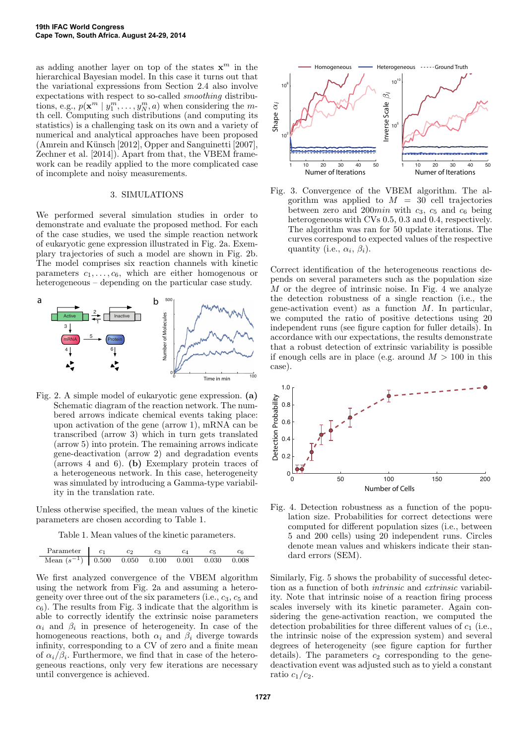as adding another layer on top of the states $\mathbf{x}^m$ in the hierarchical Bayesian model. In this case it turns out that the variational expressions from Section 2.4 also involve expectations with respect to so-called *smoothing* distributions, e.g., $p(\mathbf{x}^m \mid y_1^m, \ldots, y_N^m, a)$ when considering the $m$-th cell. Computing such distributions (and computing its statistics) is a challenging task on its own and a variety of numerical and analytical approaches have been proposed (Amrein and Künsch [2012], Opper and Sanguinetti [2007], Zechner et al. [2014]). Apart from that, the VBEM framework can be readily applied to the more complicated case of incomplete and noisy measurements.

## 3. SIMULATIONS

We performed several simulation studies in order to demonstrate and evaluate the proposed method. For each of the case studies, we used the simple reaction network of eukaryotic gene expression illustrated in Fig. 2a. Exemplary trajectories of such a model are shown in Fig. 2b. The model comprises six reaction channels with kinetic parameters $c_1, \ldots, c_6$, which are either homogenous or heterogeneous – depending on the particular case study.

Fig. 2. A simple model of eukaryotic gene expression. **(a)** Schematic diagram of the reaction network. The numbered arrows indicate chemical events taking place: upon activation of the gene (arrow 1), mRNA can be transcribed (arrow 3) which in turn gets translated (arrow 5) into protein. The remaining arrows indicate gene-deactivation (arrow 2) and degradation events (arrows 4 and 6). **(b)** Exemplary protein traces of a heterogeneous network. In this case, heterogeneity was simulated by introducing a Gamma-type variability in the translation rate.

Unless otherwise specified, the mean values of the kinetic parameters are chosen according to Table 1.

Table 1. Mean values of the kinetic parameters.

| Parameter | $c_1$ | $c_2$ | $c_3$ | $c_4$ | $c_5$ | $c_6$ |
|---|---|---|---|---|---|---|
| Mean ($s^{-1}$) | 0.500 | 0.050 | 0.100 | 0.001 | 0.030 | 0.008 |

We first analyzed convergence of the VBEM algorithm using the network from Fig. 2a and assuming a heterogeneity over three out of the six parameters (i.e., $c_3$, $c_5$ and $c_6$). The results from Fig. 3 indicate that the algorithm is able to correctly identify the extrinsic noise parameters $\alpha_i$ and $\beta_i$ in presence of heterogeneity. In case of the homogeneous reactions, both $\alpha_i$ and $\beta_i$ diverge towards infinity, corresponding to a CV of zero and a finite mean of $\alpha_i/\beta_i$. Furthermore, we find that in case of the heterogeneous reactions, only very few iterations are necessary until convergence is achieved.

Fig. 3. Convergence of the VBEM algorithm. The algorithm was applied to $M = 30$ cell trajectories between zero and $200min$ with $c_3$, $c_5$ and $c_6$ being heterogeneous with CVs 0.5, 0.3 and 0.4, respectively. The algorithm was ran for 50 update iterations. The curves correspond to expected values of the respective quantity (i.e., $\alpha_i$, $\beta_i$).

Correct identification of the heterogeneous reactions depends on several parameters such as the population size $M$ or the degree of intrinsic noise. In Fig. 4 we analyze the detection robustness of a single reaction (i.e., the gene-activation event) as a function of $M$. In particular, we computed the ratio of positive detections using 20 independent runs (see figure caption for fuller details). In accordance with our expectations, the results demonstrate that a robust detection of extrinsic variability is possible if enough cells are in place (e.g. around $M > 100$ in this case).

Fig. 4. Detection robustness as a function of the population size. Probabilities for correct detections were computed for different population sizes (i.e., between 5 and 200 cells) using 20 independent runs. Circles denote mean values and whiskers indicate their standard errors (SEM).

Similarly, Fig. 5 shows the probability of successful detection as a function of both *intrinsic* and *extrinsic* variability. Note that intrinsic noise of a reaction firing process scales inversely with its kinetic parameter. Again considering the gene-activation reaction, we computed the detection probabilities for three different values of $c_1$ (i.e., the intrinsic noise of the expression system) and several degrees of heterogeneity (see figure caption for further details). The parameters $c_2$ corresponding to the gene-deactivation event was adjusted such as to yield a constant ratio $c_1/c_2$.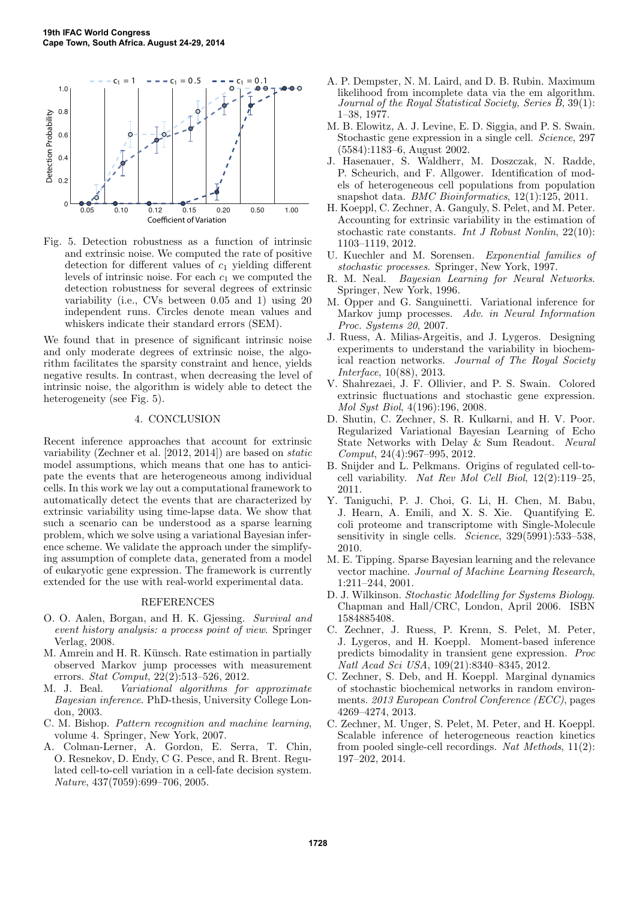$c_1 = 1$ $c_1 = 0.5$ $c_1 = 0.1$

1.0
0.8
0.6
0.4
0.2
0

Detection Probability

0.05 0.10 0.12 0.15 0.20 0.50 1.00

Coefficient of Variation

Fig. 5. Detection robustness as a function of intrinsic and extrinsic noise. We computed the rate of positive detection for different values of $c_1$ yielding different levels of intrinsic noise. For each $c_1$ we computed the detection robustness for several degrees of extrinsic variability (i.e., CVs between 0.05 and 1) using 20 independent runs. Circles denote mean values and whiskers indicate their standard errors (SEM).

We found that in presence of significant intrinsic noise and only moderate degrees of extrinsic noise, the algorithm facilitates the sparsity constraint and hence, yields negative results. In contrast, when decreasing the level of intrinsic noise, the algorithm is widely able to detect the heterogeneity (see Fig. 5).

## 4. CONCLUSION

Recent inference approaches that account for extrinsic variability (Zechner et al. [2012, 2014]) are based on *static* model assumptions, which means that one has to anticipate the events that are heterogeneous among individual cells. In this work we lay out a computational framework to automatically detect the events that are characterized by extrinsic variability using time-lapse data. We show that such a scenario can be understood as a sparse learning problem, which we solve using a variational Bayesian inference scheme. We validate the approach under the simplifying assumption of complete data, generated from a model of eukaryotic gene expression. The framework is currently extended for the use with real-world experimental data.

## REFERENCES

O. O. Aalen, Borgan, and H. K. Gjessing. *Survival and event history analysis: a process point of view*. Springer Verlag, 2008.

M. Amrein and H. R. Künsch. Rate estimation in partially observed Markov jump processes with measurement errors. *Stat Comput*, 22(2):513–526, 2012.

M. J. Beal. *Variational algorithms for approximate Bayesian inference*. PhD-thesis, University College London, 2003.

C. M. Bishop. *Pattern recognition and machine learning*, volume 4. Springer, New York, 2007.

A. Colman-Lerner, A. Gordon, E. Serra, T. Chin, O. Resnekov, D. Endy, C G. Pesce, and R. Brent. Regulated cell-to-cell variation in a cell-fate decision system. *Nature*, 437(7059):699–706, 2005.

A. P. Dempster, N. M. Laird, and D. B. Rubin. Maximum likelihood from incomplete data via the em algorithm. *Journal of the Royal Statistical Society, Series B*, 39(1): 1–38, 1977.

M. B. Elowitz, A. J. Levine, E. D. Siggia, and P. S. Swain. Stochastic gene expression in a single cell. *Science*, 297 (5584):1183–6, August 2002.

J. Hasenauer, S. Waldherr, M. Doszczak, N. Radde, P. Scheurich, and F. Allgower. Identification of models of heterogeneous cell populations from population snapshot data. *BMC Bioinformatics*, 12(1):125, 2011.

H. Koeppl, C. Zechner, A. Ganguly, S. Pelet, and M. Peter. Accounting for extrinsic variability in the estimation of stochastic rate constants. *Int J Robust Nonlin*, 22(10): 1103–1119, 2012.

U. Kuechler and M. Sorensen. *Exponential families of stochastic processes*. Springer, New York, 1997.

R. M. Neal. *Bayesian Learning for Neural Networks*. Springer, New York, 1996.

M. Opper and G. Sanguinetti. Variational inference for Markov jump processes. *Adv. in Neural Information Proc. Systems 20*, 2007.

J. Ruess, A. Milias-Argeitis, and J. Lygeros. Designing experiments to understand the variability in biochemical reaction networks. *Journal of The Royal Society Interface*, 10(88), 2013.

V. Shahrezaei, J. F. Ollivier, and P. S. Swain. Colored extrinsic fluctuations and stochastic gene expression. *Mol Syst Biol*, 4(196):196, 2008.

D. Shutin, C. Zechner, S. R. Kulkarni, and H. V. Poor. Regularized Variational Bayesian Learning of Echo State Networks with Delay & Sum Readout. *Neural Comput*, 24(4):967–995, 2012.

B. Snijder and L. Pelkmans. Origins of regulated cell-to-cell variability. *Nat Rev Mol Cell Biol*, 12(2):119–25, 2011.

Y. Taniguchi, P. J. Choi, G. Li, H. Chen, M. Babu, J. Hearn, A. Emili, and X. S. Xie. Quantifying E. coli proteome and transcriptome with Single-Molecule sensitivity in single cells. *Science*, 329(5991):533–538, 2010.

M. E. Tipping. Sparse Bayesian learning and the relevance vector machine. *Journal of Machine Learning Research*, 1:211–244, 2001.

D. J. Wilkinson. *Stochastic Modelling for Systems Biology*. Chapman and Hall/CRC, London, April 2006. ISBN 1584885408.

C. Zechner, J. Ruess, P. Krenn, S. Pelet, M. Peter, J. Lygeros, and H. Koeppl. Moment-based inference predicts bimodality in transient gene expression. *Proc Natl Acad Sci USA*, 109(21):8340–8345, 2012.

C. Zechner, S. Deb, and H. Koeppl. Marginal dynamics of stochastic biochemical networks in random environments. *2013 European Control Conference (ECC)*, pages 4269–4274, 2013.

C. Zechner, M. Unger, S. Pelet, M. Peter, and H. Koeppl. Scalable inference of heterogeneous reaction kinetics from pooled single-cell recordings. *Nat Methods*, 11(2): 197–202, 2014.